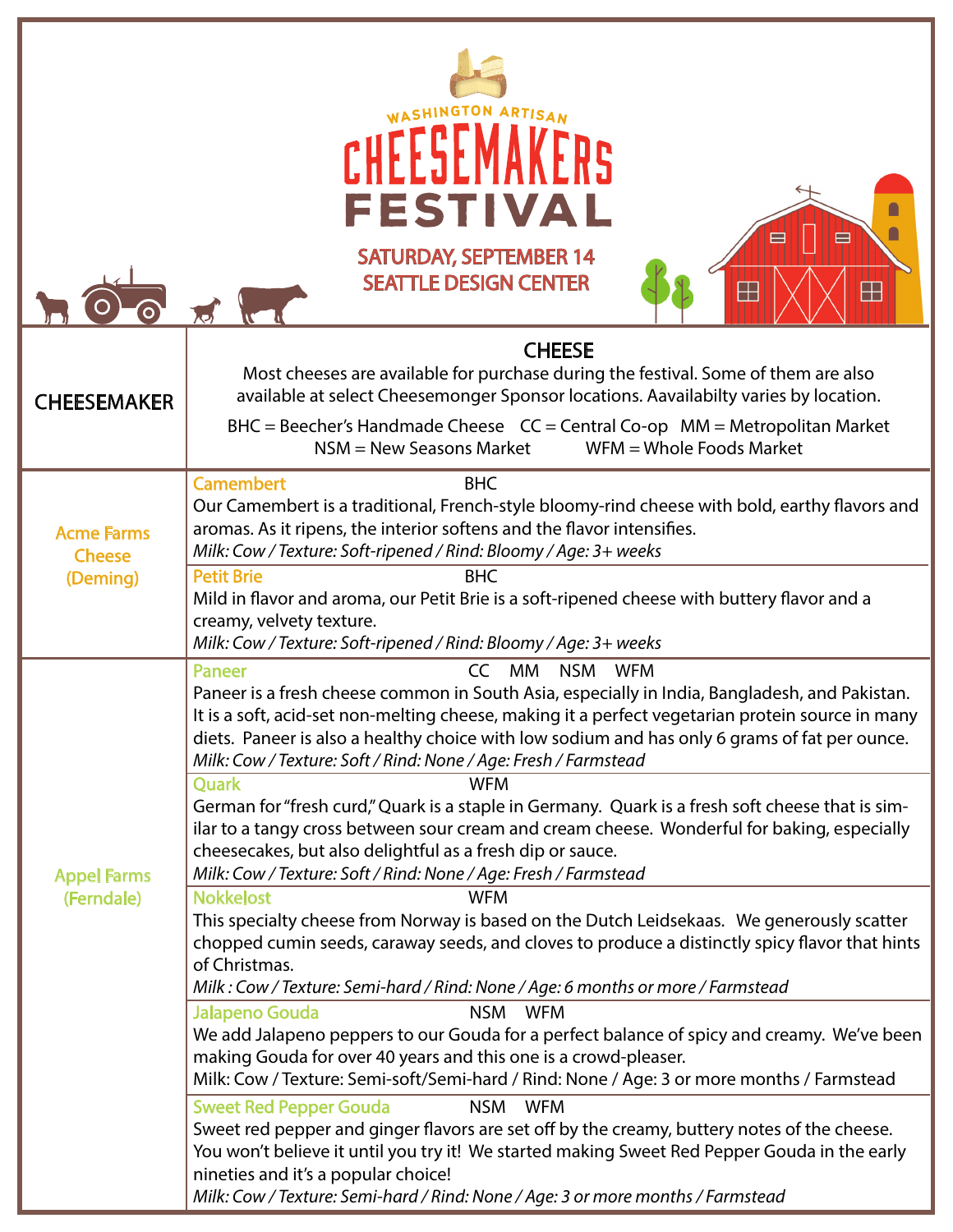WASHINGTON ARTISAN

# CHEESEMAKERS FESTIVAL

**SATURDAY, SEPTEMBER 14**
**SEATTLE DESIGN CENTER**

| CHEESEMAKER | CHEESE |
|---|---|
| | Most cheeses are available for purchase during the festival. Some of them are also available at select Cheesemonger Sponsor locations. Aavailabilty varies by location.<br><br>BHC = Beecher's Handmade Cheese CC = Central Co-op MM = Metropolitan Market NSM = New Seasons Market WFM = Whole Foods Market |
| Acme Farms Cheese (Deming) | **Camembert** BHC<br>Our Camembert is a traditional, French-style bloomy-rind cheese with bold, earthy flavors and aromas. As it ripens, the interior softens and the flavor intensifies.<br>*Milk: Cow / Texture: Soft-ripened / Rind: Bloomy / Age: 3+ weeks* |
| | **Petit Brie** BHC<br>Mild in flavor and aroma, our Petit Brie is a soft-ripened cheese with buttery flavor and a creamy, velvety texture.<br>*Milk: Cow / Texture: Soft-ripened / Rind: Bloomy / Age: 3+ weeks* |
| Appel Farms (Ferndale) | **Paneer** CC MM NSM WFM<br>Paneer is a fresh cheese common in South Asia, especially in India, Bangladesh, and Pakistan. It is a soft, acid-set non-melting cheese, making it a perfect vegetarian protein source in many diets. Paneer is also a healthy choice with low sodium and has only 6 grams of fat per ounce.<br>*Milk: Cow / Texture: Soft / Rind: None / Age: Fresh / Farmstead* |
| | **Quark** WFM<br>German for "fresh curd," Quark is a staple in Germany. Quark is a fresh soft cheese that is similar to a tangy cross between sour cream and cream cheese. Wonderful for baking, especially cheesecakes, but also delightful as a fresh dip or sauce.<br>*Milk: Cow / Texture: Soft / Rind: None / Age: Fresh / Farmstead* |
| | **Nokkelost** WFM<br>This specialty cheese from Norway is based on the Dutch Leidsekaas. We generously scatter chopped cumin seeds, caraway seeds, and cloves to produce a distinctly spicy flavor that hints of Christmas.<br>*Milk : Cow / Texture: Semi-hard / Rind: None / Age: 6 months or more / Farmstead* |
| | **Jalapeno Gouda** NSM WFM<br>We add Jalapeno peppers to our Gouda for a perfect balance of spicy and creamy. We've been making Gouda for over 40 years and this one is a crowd-pleaser.<br>Milk: Cow / Texture: Semi-soft/Semi-hard / Rind: None / Age: 3 or more months / Farmstead |
| | **Sweet Red Pepper Gouda** NSM WFM<br>Sweet red pepper and ginger flavors are set off by the creamy, buttery notes of the cheese. You won't believe it until you try it! We started making Sweet Red Pepper Gouda in the early nineties and it's a popular choice!<br>*Milk: Cow / Texture: Semi-hard / Rind: None / Age: 3 or more months / Farmstead* |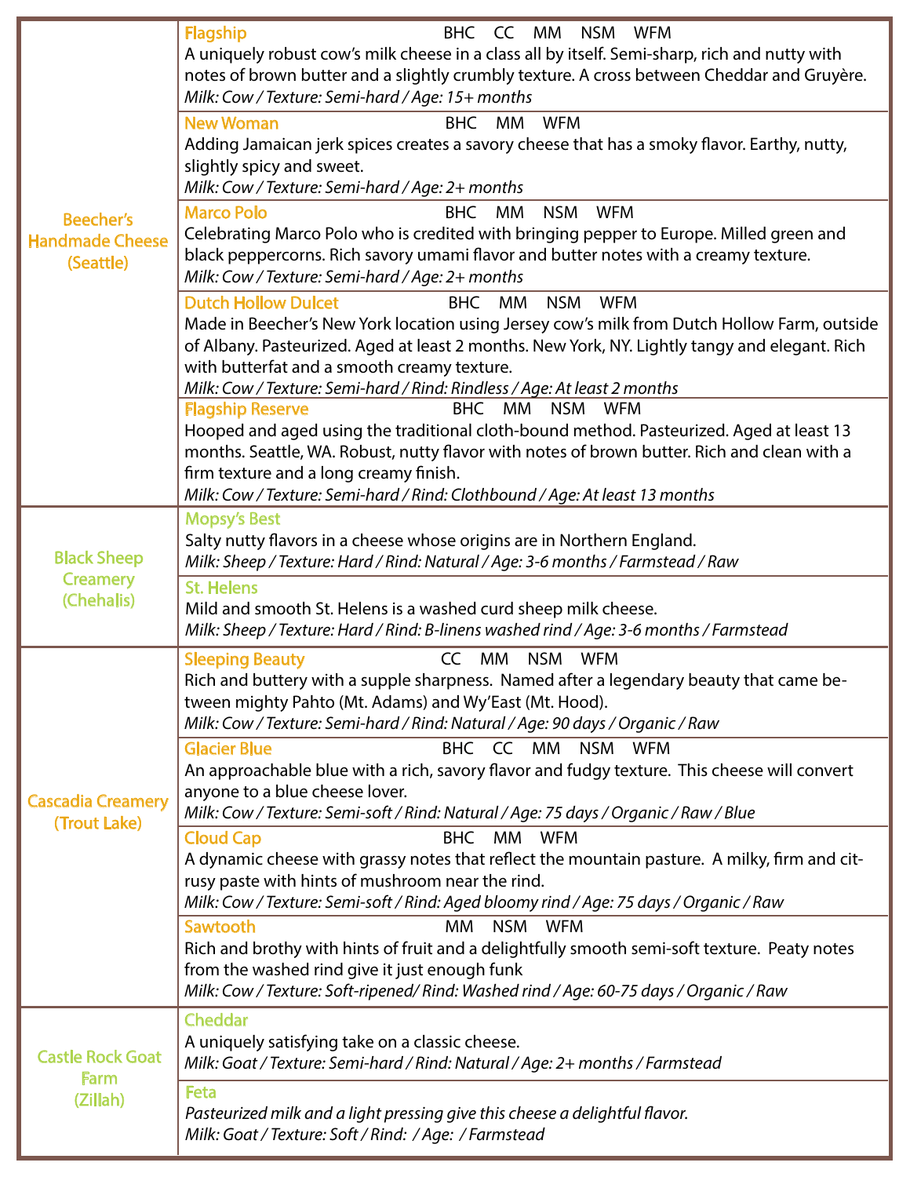| Producer | Cheese |
| --- | --- |
| Beecher's Handmade Cheese (Seattle) | **Flagship** BHC CC MM NSM WFM<br>A uniquely robust cow's milk cheese in a class all by itself. Semi-sharp, rich and nutty with notes of brown butter and a slightly crumbly texture. A cross between Cheddar and Gruyère.<br>*Milk: Cow / Texture: Semi-hard / Age: 15+ months* |
| | **New Woman** BHC MM WFM<br>Adding Jamaican jerk spices creates a savory cheese that has a smoky flavor. Earthy, nutty, slightly spicy and sweet.<br>*Milk: Cow / Texture: Semi-hard / Age: 2+ months* |
| | **Marco Polo** BHC MM NSM WFM<br>Celebrating Marco Polo who is credited with bringing pepper to Europe. Milled green and black peppercorns. Rich savory umami flavor and butter notes with a creamy texture.<br>*Milk: Cow / Texture: Semi-hard / Age: 2+ months* |
| | **Dutch Hollow Dulcet** BHC MM NSM WFM<br>Made in Beecher's New York location using Jersey cow's milk from Dutch Hollow Farm, outside of Albany. Pasteurized. Aged at least 2 months. New York, NY. Lightly tangy and elegant. Rich with butterfat and a smooth creamy texture.<br>*Milk: Cow / Texture: Semi-hard / Rind: Rindless / Age: At least 2 months* |
| | **Flagship Reserve** BHC MM NSM WFM<br>Hooped and aged using the traditional cloth-bound method. Pasteurized. Aged at least 13 months. Seattle, WA. Robust, nutty flavor with notes of brown butter. Rich and clean with a firm texture and a long creamy finish.<br>*Milk: Cow / Texture: Semi-hard / Rind: Clothbound / Age: At least 13 months* |
| Black Sheep Creamery (Chehalis) | **Mopsy's Best**<br>Salty nutty flavors in a cheese whose origins are in Northern England.<br>*Milk: Sheep / Texture: Hard / Rind: Natural / Age: 3-6 months / Farmstead / Raw* |
| | **St. Helens**<br>Mild and smooth St. Helens is a washed curd sheep milk cheese.<br>*Milk: Sheep / Texture: Hard / Rind: B-linens washed rind / Age: 3-6 months / Farmstead* |
| Cascadia Creamery (Trout Lake) | **Sleeping Beauty** CC MM NSM WFM<br>Rich and buttery with a supple sharpness. Named after a legendary beauty that came between mighty Pahto (Mt. Adams) and Wy'East (Mt. Hood).<br>*Milk: Cow / Texture: Semi-hard / Rind: Natural / Age: 90 days / Organic / Raw* |
| | **Glacier Blue** BHC CC MM NSM WFM<br>An approachable blue with a rich, savory flavor and fudgy texture. This cheese will convert anyone to a blue cheese lover.<br>*Milk: Cow / Texture: Semi-soft / Rind: Natural / Age: 75 days / Organic / Raw / Blue* |
| | **Cloud Cap** BHC MM WFM<br>A dynamic cheese with grassy notes that reflect the mountain pasture. A milky, firm and citrusy paste with hints of mushroom near the rind.<br>*Milk: Cow / Texture: Semi-soft / Rind: Aged bloomy rind / Age: 75 days / Organic / Raw* |
| | **Sawtooth** MM NSM WFM<br>Rich and brothy with hints of fruit and a delightfully smooth semi-soft texture. Peaty notes from the washed rind give it just enough funk<br>*Milk: Cow / Texture: Soft-ripened/ Rind: Washed rind / Age: 60-75 days / Organic / Raw* |
| Castle Rock Goat Farm (Zillah) | **Cheddar**<br>A uniquely satisfying take on a classic cheese.<br>*Milk: Goat / Texture: Semi-hard / Rind: Natural / Age: 2+ months / Farmstead* |
| | **Feta**<br>*Pasteurized milk and a light pressing give this cheese a delightful flavor.*<br>*Milk: Goat / Texture: Soft / Rind: / Age: / Farmstead* |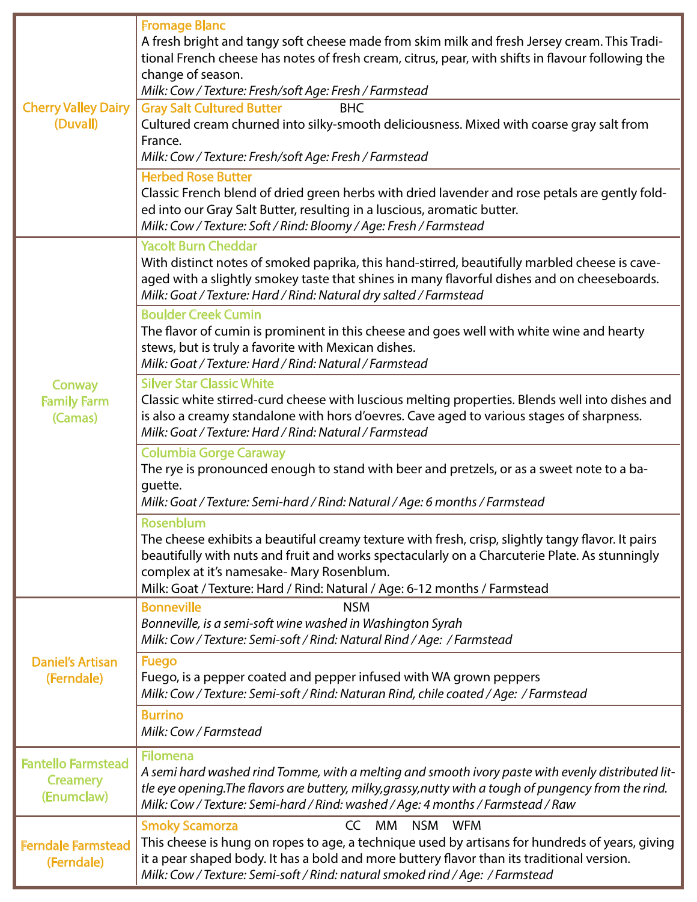| Producer | Cheese |
| --- | --- |
| Cherry Valley Dairy (Duvall) | **Fromage Blanc**<br>A fresh bright and tangy soft cheese made from skim milk and fresh Jersey cream. This Traditional French cheese has notes of fresh cream, citrus, pear, with shifts in flavour following the change of season.<br>*Milk: Cow / Texture: Fresh/soft Age: Fresh / Farmstead* |
| | **Gray Salt Cultured Butter** BHC<br>Cultured cream churned into silky-smooth deliciousness. Mixed with coarse gray salt from France.<br>*Milk: Cow / Texture: Fresh/soft Age: Fresh / Farmstead* |
| | **Herbed Rose Butter**<br>Classic French blend of dried green herbs with dried lavender and rose petals are gently folded into our Gray Salt Butter, resulting in a luscious, aromatic butter.<br>*Milk: Cow / Texture: Soft / Rind: Bloomy / Age: Fresh / Farmstead* |
| Conway Family Farm (Camas) | **Yacolt Burn Cheddar**<br>With distinct notes of smoked paprika, this hand-stirred, beautifully marbled cheese is cave-aged with a slightly smokey taste that shines in many flavorful dishes and on cheeseboards.<br>*Milk: Goat / Texture: Hard / Rind: Natural dry salted / Farmstead* |
| | **Boulder Creek Cumin**<br>The flavor of cumin is prominent in this cheese and goes well with white wine and hearty stews, but is truly a favorite with Mexican dishes.<br>*Milk: Goat / Texture: Hard / Rind: Natural / Farmstead* |
| | **Silver Star Classic White**<br>Classic white stirred-curd cheese with luscious melting properties. Blends well into dishes and is also a creamy standalone with hors d'oevres. Cave aged to various stages of sharpness.<br>*Milk: Goat / Texture: Hard / Rind: Natural / Farmstead* |
| | **Columbia Gorge Caraway**<br>The rye is pronounced enough to stand with beer and pretzels, or as a sweet note to a baguette.<br>*Milk: Goat / Texture: Semi-hard / Rind: Natural / Age: 6 months / Farmstead* |
| | **Rosenblum**<br>The cheese exhibits a beautiful creamy texture with fresh, crisp, slightly tangy flavor. It pairs beautifully with nuts and fruit and works spectacularly on a Charcuterie Plate. As stunningly complex at it's namesake- Mary Rosenblum.<br>Milk: Goat / Texture: Hard / Rind: Natural / Age: 6-12 months / Farmstead |
| Daniel's Artisan (Ferndale) | **Bonneville** NSM<br>*Bonneville, is a semi-soft wine washed in Washington Syrah*<br>*Milk: Cow / Texture: Semi-soft / Rind: Natural Rind / Age: / Farmstead* |
| | **Fuego**<br>Fuego, is a pepper coated and pepper infused with WA grown peppers<br>*Milk: Cow / Texture: Semi-soft / Rind: Naturan Rind, chile coated / Age: / Farmstead* |
| | **Burrino**<br>*Milk: Cow / Farmstead* |
| Fantello Farmstead Creamery (Enumclaw) | **Filomena**<br>*A semi hard washed rind Tomme, with a melting and smooth ivory paste with evenly distributed little eye opening.The flavors are buttery, milky,grassy,nutty with a tough of pungency from the rind.*<br>*Milk: Cow / Texture: Semi-hard / Rind: washed / Age: 4 months / Farmstead / Raw* |
| Ferndale Farmstead (Ferndale) | **Smoky Scamorza** CC MM NSM WFM<br>This cheese is hung on ropes to age, a technique used by artisans for hundreds of years, giving it a pear shaped body. It has a bold and more buttery flavor than its traditional version.<br>*Milk: Cow / Texture: Semi-soft / Rind: natural smoked rind / Age: / Farmstead* |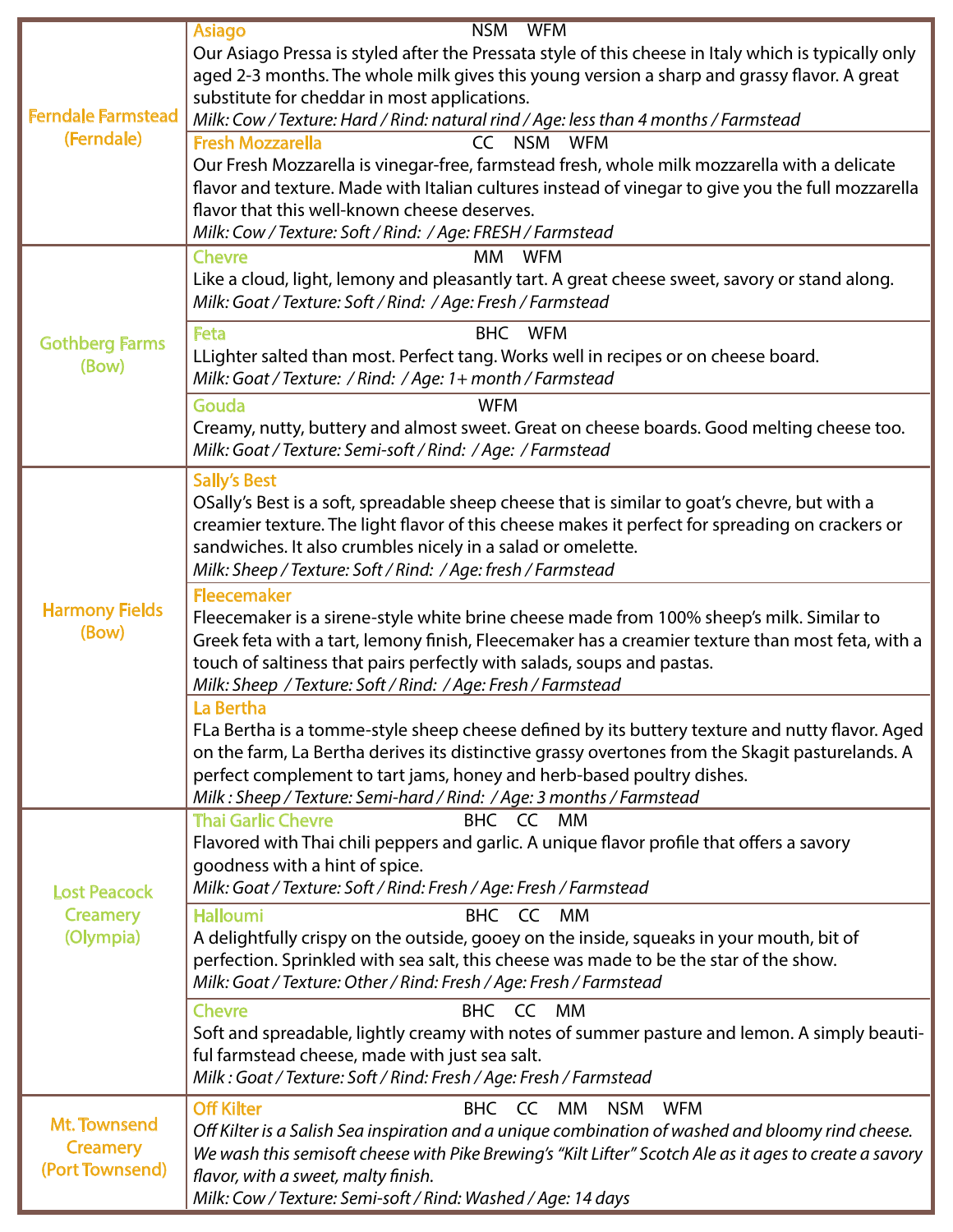| Producer | Cheese |
| --- | --- |
| Ferndale Farmstead (Ferndale) | **Asiago** NSM WFM<br>Our Asiago Pressa is styled after the Pressata style of this cheese in Italy which is typically only aged 2-3 months. The whole milk gives this young version a sharp and grassy flavor. A great substitute for cheddar in most applications.<br>*Milk: Cow / Texture: Hard / Rind: natural rind / Age: less than 4 months / Farmstead* |
| | **Fresh Mozzarella** CC NSM WFM<br>Our Fresh Mozzarella is vinegar-free, farmstead fresh, whole milk mozzarella with a delicate flavor and texture. Made with Italian cultures instead of vinegar to give you the full mozzarella flavor that this well-known cheese deserves.<br>*Milk: Cow / Texture: Soft / Rind: / Age: FRESH / Farmstead* |
| Gothberg Farms (Bow) | **Chevre** MM WFM<br>Like a cloud, light, lemony and pleasantly tart. A great cheese sweet, savory or stand along.<br>*Milk: Goat / Texture: Soft / Rind: / Age: Fresh / Farmstead* |
| | **Feta** BHC WFM<br>LLighter salted than most. Perfect tang. Works well in recipes or on cheese board.<br>*Milk: Goat / Texture: / Rind: / Age: 1+ month / Farmstead* |
| | **Gouda** WFM<br>Creamy, nutty, buttery and almost sweet. Great on cheese boards. Good melting cheese too.<br>*Milk: Goat / Texture: Semi-soft / Rind: / Age: / Farmstead* |
| Harmony Fields (Bow) | **Sally's Best**<br>OSally's Best is a soft, spreadable sheep cheese that is similar to goat's chevre, but with a creamier texture. The light flavor of this cheese makes it perfect for spreading on crackers or sandwiches. It also crumbles nicely in a salad or omelette.<br>*Milk: Sheep / Texture: Soft / Rind: / Age: fresh / Farmstead* |
| | **Fleecemaker**<br>Fleecemaker is a sirene-style white brine cheese made from 100% sheep's milk. Similar to Greek feta with a tart, lemony finish, Fleecemaker has a creamier texture than most feta, with a touch of saltiness that pairs perfectly with salads, soups and pastas.<br>*Milk: Sheep / Texture: Soft / Rind: / Age: Fresh / Farmstead* |
| | **La Bertha**<br>FLa Bertha is a tomme-style sheep cheese defined by its buttery texture and nutty flavor. Aged on the farm, La Bertha derives its distinctive grassy overtones from the Skagit pasturelands. A perfect complement to tart jams, honey and herb-based poultry dishes.<br>*Milk : Sheep / Texture: Semi-hard / Rind: / Age: 3 months / Farmstead* |
| Lost Peacock Creamery (Olympia) | **Thai Garlic Chevre** BHC CC MM<br>Flavored with Thai chili peppers and garlic. A unique flavor profile that offers a savory goodness with a hint of spice.<br>*Milk: Goat / Texture: Soft / Rind: Fresh / Age: Fresh / Farmstead* |
| | **Halloumi** BHC CC MM<br>A delightfully crispy on the outside, gooey on the inside, squeaks in your mouth, bit of perfection. Sprinkled with sea salt, this cheese was made to be the star of the show.<br>*Milk: Goat / Texture: Other / Rind: Fresh / Age: Fresh / Farmstead* |
| | **Chevre** BHC CC MM<br>Soft and spreadable, lightly creamy with notes of summer pasture and lemon. A simply beautiful farmstead cheese, made with just sea salt.<br>*Milk : Goat / Texture: Soft / Rind: Fresh / Age: Fresh / Farmstead* |
| Mt. Townsend Creamery (Port Townsend) | **Off Kilter** BHC CC MM NSM WFM<br>*Off Kilter is a Salish Sea inspiration and a unique combination of washed and bloomy rind cheese. We wash this semisoft cheese with Pike Brewing's "Kilt Lifter" Scotch Ale as it ages to create a savory flavor, with a sweet, malty finish.*<br>*Milk: Cow / Texture: Semi-soft / Rind: Washed / Age: 14 days* |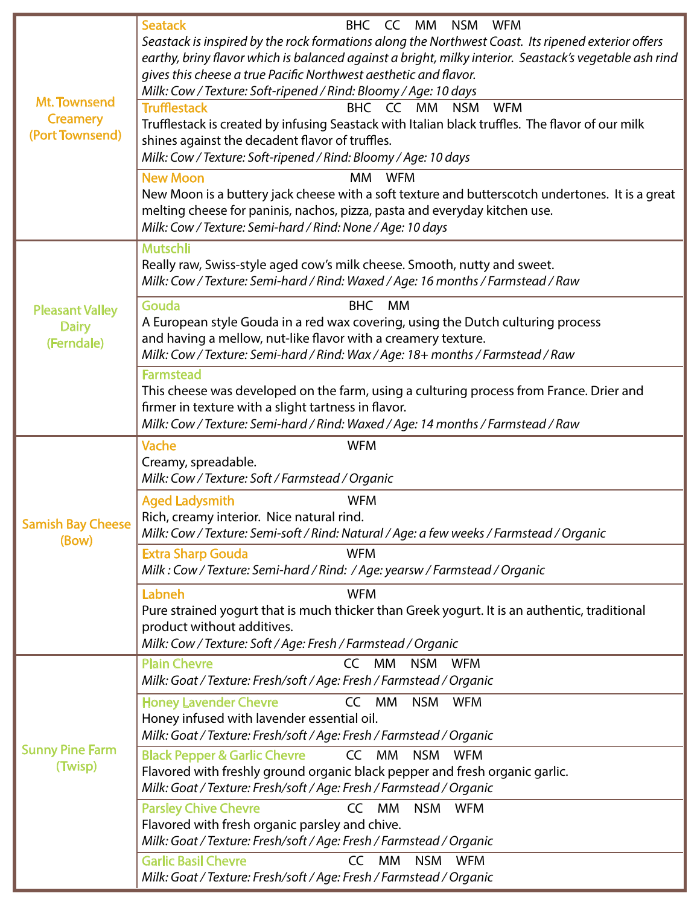| Producer | Cheese |
| --- | --- |
| Mt. Townsend Creamery (Port Townsend) | **Seatack** BHC CC MM NSM WFM<br>*Seastack is inspired by the rock formations along the Northwest Coast. Its ripened exterior offers earthy, briny flavor which is balanced against a bright, milky interior. Seastack's vegetable ash rind gives this cheese a true Pacific Northwest aesthetic and flavor.*<br>*Milk: Cow / Texture: Soft-ripened / Rind: Bloomy / Age: 10 days* |
| | **Trufflestack** BHC CC MM NSM WFM<br>Trufflestack is created by infusing Seastack with Italian black truffles. The flavor of our milk shines against the decadent flavor of truffles.<br>*Milk: Cow / Texture: Soft-ripened / Rind: Bloomy / Age: 10 days* |
| | **New Moon** MM WFM<br>New Moon is a buttery jack cheese with a soft texture and butterscotch undertones. It is a great melting cheese for paninis, nachos, pizza, pasta and everyday kitchen use.<br>*Milk: Cow / Texture: Semi-hard / Rind: None / Age: 10 days* |
| Pleasant Valley Dairy (Ferndale) | **Mutschli**<br>Really raw, Swiss-style aged cow's milk cheese. Smooth, nutty and sweet.<br>*Milk: Cow / Texture: Semi-hard / Rind: Waxed / Age: 16 months / Farmstead / Raw* |
| | **Gouda** BHC MM<br>A European style Gouda in a red wax covering, using the Dutch culturing process and having a mellow, nut-like flavor with a creamery texture.<br>*Milk: Cow / Texture: Semi-hard / Rind: Wax / Age: 18+ months / Farmstead / Raw* |
| | **Farmstead**<br>This cheese was developed on the farm, using a culturing process from France. Drier and firmer in texture with a slight tartness in flavor.<br>*Milk: Cow / Texture: Semi-hard / Rind: Waxed / Age: 14 months / Farmstead / Raw* |
| Samish Bay Cheese (Bow) | **Vache** WFM<br>Creamy, spreadable.<br>*Milk: Cow / Texture: Soft / Farmstead / Organic* |
| | **Aged Ladysmith** WFM<br>Rich, creamy interior. Nice natural rind.<br>*Milk: Cow / Texture: Semi-soft / Rind: Natural / Age: a few weeks / Farmstead / Organic* |
| | **Extra Sharp Gouda** WFM<br>*Milk : Cow / Texture: Semi-hard / Rind: / Age: yearsw / Farmstead / Organic* |
| | **Labneh** WFM<br>Pure strained yogurt that is much thicker than Greek yogurt. It is an authentic, traditional product without additives.<br>*Milk: Cow / Texture: Soft / Age: Fresh / Farmstead / Organic* |
| Sunny Pine Farm (Twisp) | **Plain Chevre** CC MM NSM WFM<br>*Milk: Goat / Texture: Fresh/soft / Age: Fresh / Farmstead / Organic* |
| | **Honey Lavender Chevre** CC MM NSM WFM<br>Honey infused with lavender essential oil.<br>*Milk: Goat / Texture: Fresh/soft / Age: Fresh / Farmstead / Organic* |
| | **Black Pepper & Garlic Chevre** CC MM NSM WFM<br>Flavored with freshly ground organic black pepper and fresh organic garlic.<br>*Milk: Goat / Texture: Fresh/soft / Age: Fresh / Farmstead / Organic* |
| | **Parsley Chive Chevre** CC MM NSM WFM<br>Flavored with fresh organic parsley and chive.<br>*Milk: Goat / Texture: Fresh/soft / Age: Fresh / Farmstead / Organic* |
| | **Garlic Basil Chevre** CC MM NSM WFM<br>*Milk: Goat / Texture: Fresh/soft / Age: Fresh / Farmstead / Organic* |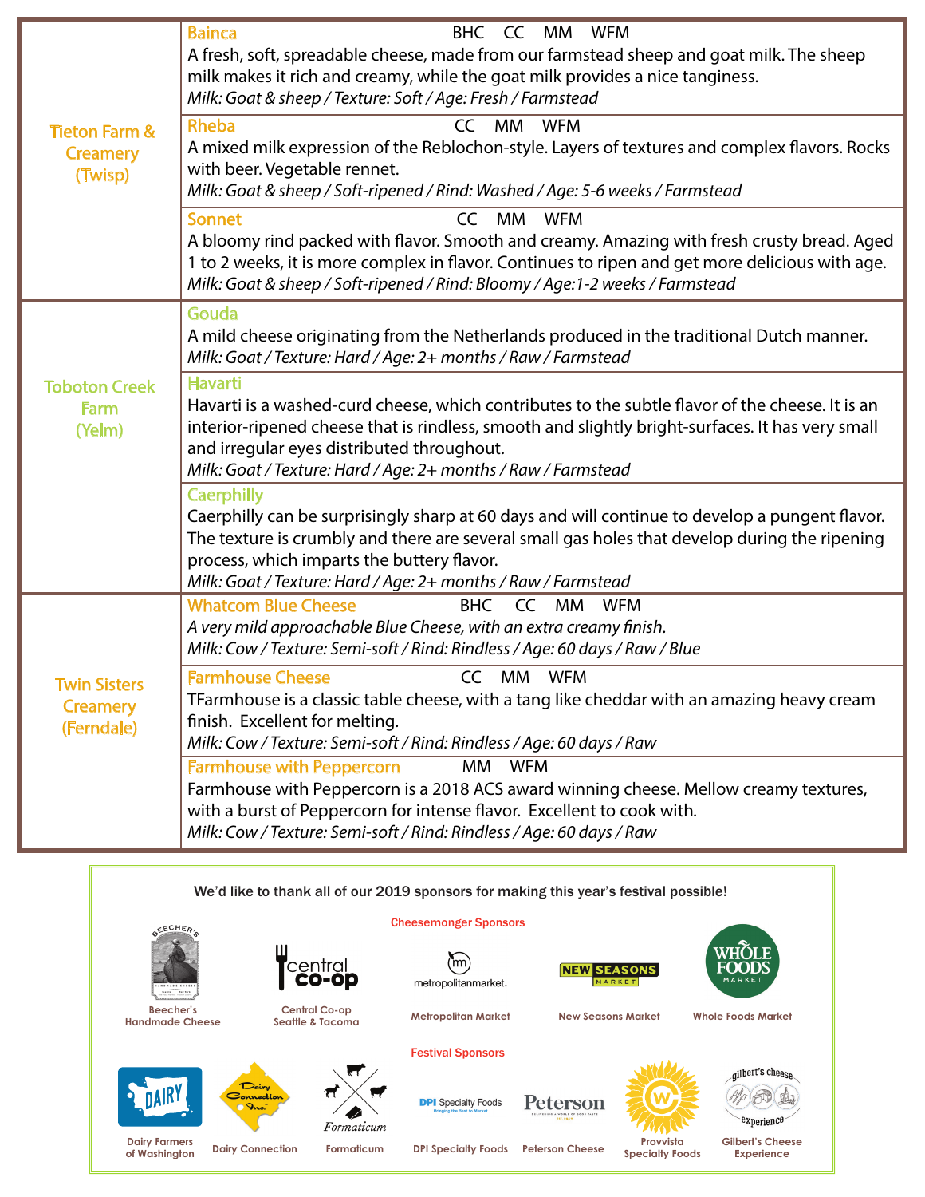| | |
|---|---|
| Tieton Farm & Creamery (Twisp) | **Bainca** BHC CC MM WFM<br>A fresh, soft, spreadable cheese, made from our farmstead sheep and goat milk. The sheep milk makes it rich and creamy, while the goat milk provides a nice tanginess.<br>*Milk: Goat & sheep / Texture: Soft / Age: Fresh / Farmstead* |
| | **Rheba** CC MM WFM<br>A mixed milk expression of the Reblochon-style. Layers of textures and complex flavors. Rocks with beer. Vegetable rennet.<br>*Milk: Goat & sheep / Soft-ripened / Rind: Washed / Age: 5-6 weeks / Farmstead* |
| | **Sonnet** CC MM WFM<br>A bloomy rind packed with flavor. Smooth and creamy. Amazing with fresh crusty bread. Aged 1 to 2 weeks, it is more complex in flavor. Continues to ripen and get more delicious with age.<br>*Milk: Goat & sheep / Soft-ripened / Rind: Bloomy / Age:1-2 weeks / Farmstead* |
| Toboton Creek Farm (Yelm) | **Gouda**<br>A mild cheese originating from the Netherlands produced in the traditional Dutch manner.<br>*Milk: Goat / Texture: Hard / Age: 2+ months / Raw / Farmstead* |
| | **Havarti**<br>Havarti is a washed-curd cheese, which contributes to the subtle flavor of the cheese. It is an interior-ripened cheese that is rindless, smooth and slightly bright-surfaces. It has very small and irregular eyes distributed throughout.<br>*Milk: Goat / Texture: Hard / Age: 2+ months / Raw / Farmstead* |
| | **Caerphilly**<br>Caerphilly can be surprisingly sharp at 60 days and will continue to develop a pungent flavor. The texture is crumbly and there are several small gas holes that develop during the ripening process, which imparts the buttery flavor.<br>*Milk: Goat / Texture: Hard / Age: 2+ months / Raw / Farmstead* |
| Twin Sisters Creamery (Ferndale) | **Whatcom Blue Cheese** BHC CC MM WFM<br>*A very mild approachable Blue Cheese, with an extra creamy finish.*<br>*Milk: Cow / Texture: Semi-soft / Rind: Rindless / Age: 60 days / Raw / Blue* |
| | **Farmhouse Cheese** CC MM WFM<br>TFarmhouse is a classic table cheese, with a tang like cheddar with an amazing heavy cream finish. Excellent for melting.<br>*Milk: Cow / Texture: Semi-soft / Rind: Rindless / Age: 60 days / Raw* |
| | **Farmhouse with Peppercorn** MM WFM<br>Farmhouse with Peppercorn is a 2018 ACS award winning cheese. Mellow creamy textures, with a burst of Peppercorn for intense flavor. Excellent to cook with.<br>*Milk: Cow / Texture: Semi-soft / Rind: Rindless / Age: 60 days / Raw* |

We'd like to thank all of our 2019 sponsors for making this year's festival possible!

**Cheesemonger Sponsors**

Beecher's Handmade Cheese

Central Co-op Seattle & Tacoma

Metropolitan Market

New Seasons Market

Whole Foods Market

**Festival Sponsors**

Dairy Farmers of Washington

Dairy Connection

Formaticum

DPI Specialty Foods

Peterson Cheese

Provvista Specialty Foods

Gilbert's Cheese Experience